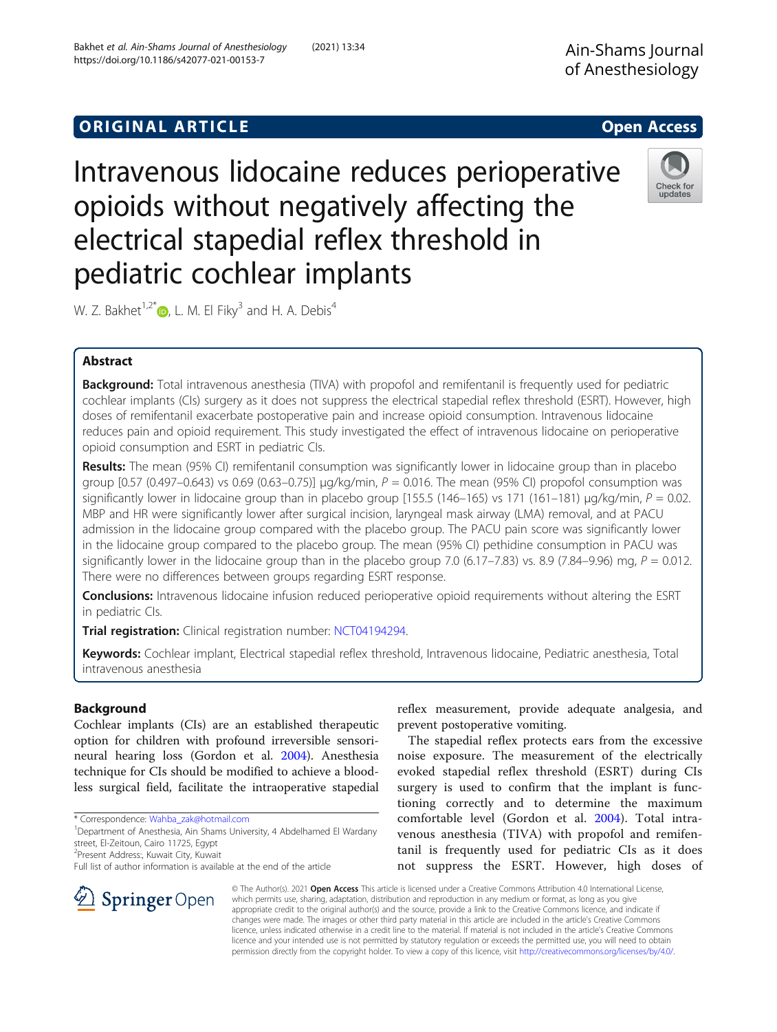ORIGINAL ARTICLE

Open Access

# Intravenous lidocaine reduces perioperative opioids without negatively affecting the electrical stapedial reflex threshold in pediatric cochlear implants

W. Z. Bakhet[1,2*], L. M. El Fiky[3] and H. A. Debis[4]

## Abstract

**Background:** Total intravenous anesthesia (TIVA) with propofol and remifentanil is frequently used for pediatric cochlear implants (CIs) surgery as it does not suppress the electrical stapedial reflex threshold (ESRT). However, high doses of remifentanil exacerbate postoperative pain and increase opioid consumption. Intravenous lidocaine reduces pain and opioid requirement. This study investigated the effect of intravenous lidocaine on perioperative opioid consumption and ESRT in pediatric CIs.

**Results:** The mean (95% CI) remifentanil consumption was significantly lower in lidocaine group than in placebo group [0.57 (0.497–0.643) vs 0.69 (0.63–0.75)] μg/kg/min, $P = 0.016$. The mean (95% CI) propofol consumption was significantly lower in lidocaine group than in placebo group [155.5 (146–165) vs 171 (161–181) μg/kg/min, $P = 0.02$. MBP and HR were significantly lower after surgical incision, laryngeal mask airway (LMA) removal, and at PACU admission in the lidocaine group compared with the placebo group. The PACU pain score was significantly lower in the lidocaine group compared to the placebo group. The mean (95% CI) pethidine consumption in PACU was significantly lower in the lidocaine group than in the placebo group 7.0 (6.17–7.83) vs. 8.9 (7.84–9.96) mg, $P = 0.012$. There were no differences between groups regarding ESRT response.

**Conclusions:** Intravenous lidocaine infusion reduced perioperative opioid requirements without altering the ESRT in pediatric CIs.

**Trial registration:** Clinical registration number: NCT04194294.

**Keywords:** Cochlear implant, Electrical stapedial reflex threshold, Intravenous lidocaine, Pediatric anesthesia, Total intravenous anesthesia

## Background

Cochlear implants (CIs) are an established therapeutic option for children with profound irreversible sensorineural hearing loss (Gordon et al. 2004). Anesthesia technique for CIs should be modified to achieve a bloodless surgical field, facilitate the intraoperative stapedial reflex measurement, provide adequate analgesia, and prevent postoperative vomiting.

The stapedial reflex protects ears from the excessive noise exposure. The measurement of the electrically evoked stapedial reflex threshold (ESRT) during CIs surgery is used to confirm that the implant is functioning correctly and to determine the maximum comfortable level (Gordon et al. 2004). Total intravenous anesthesia (TIVA) with propofol and remifentanil is frequently used for pediatric CIs as it does not suppress the ESRT. However, high doses of

\* Correspondence: Wahba_zak@hotmail.com
[1]Department of Anesthesia, Ain Shams University, 4 Abdelhamed El Wardany street, El-Zeitoun, Cairo 11725, Egypt
[2]Present Address:, Kuwait City, Kuwait
Full list of author information is available at the end of the article

© The Author(s). 2021 **Open Access** This article is licensed under a Creative Commons Attribution 4.0 International License, which permits use, sharing, adaptation, distribution and reproduction in any medium or format, as long as you give appropriate credit to the original author(s) and the source, provide a link to the Creative Commons licence, and indicate if changes were made. The images or other third party material in this article are included in the article's Creative Commons licence, unless indicated otherwise in a credit line to the material. If material is not included in the article's Creative Commons licence and your intended use is not permitted by statutory regulation or exceeds the permitted use, you will need to obtain permission directly from the copyright holder. To view a copy of this licence, visit http://creativecommons.org/licenses/by/4.0/.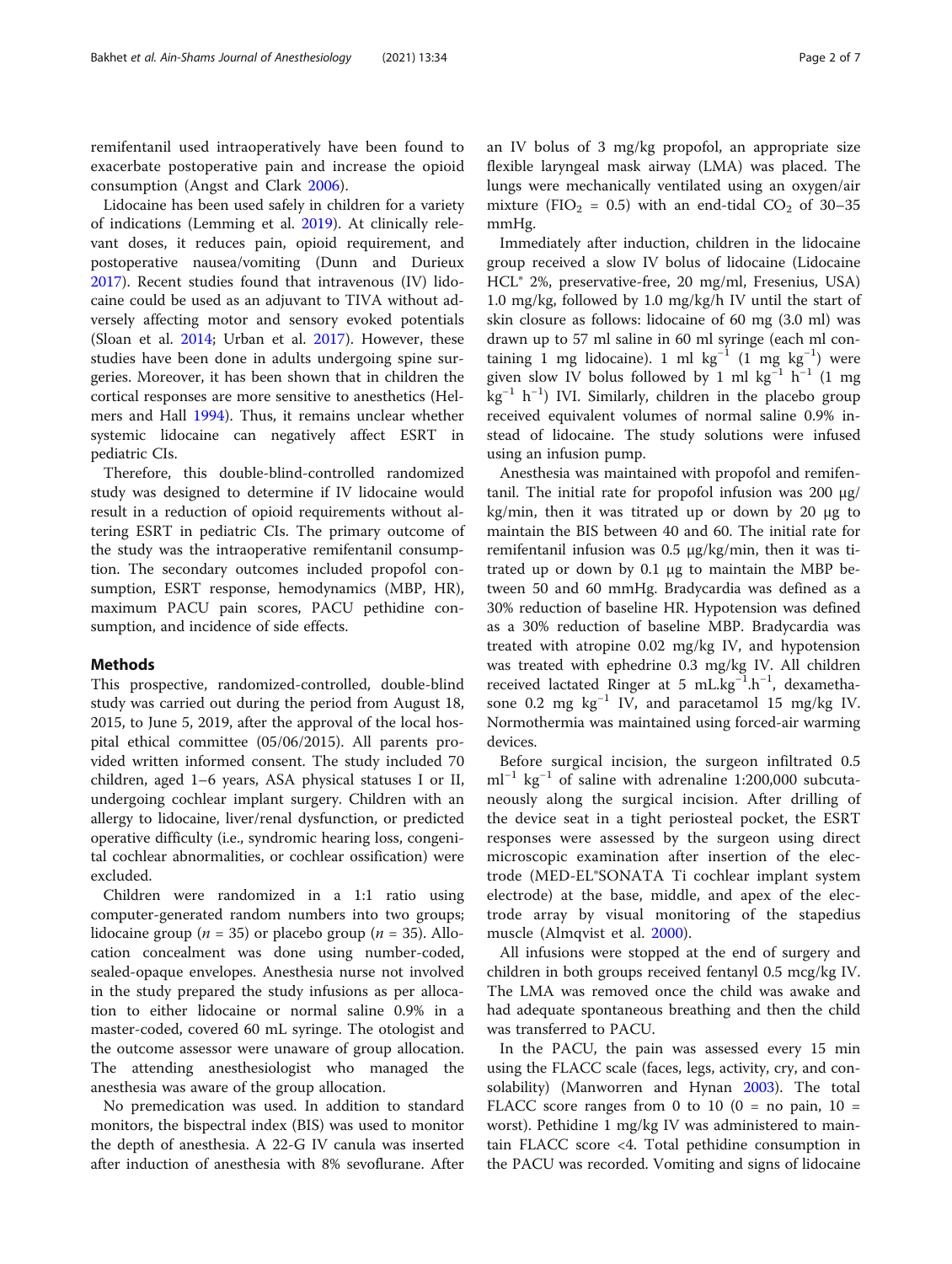remifentanil used intraoperatively have been found to exacerbate postoperative pain and increase the opioid consumption (Angst and Clark 2006).

Lidocaine has been used safely in children for a variety of indications (Lemming et al. 2019). At clinically relevant doses, it reduces pain, opioid requirement, and postoperative nausea/vomiting (Dunn and Durieux 2017). Recent studies found that intravenous (IV) lidocaine could be used as an adjuvant to TIVA without adversely affecting motor and sensory evoked potentials (Sloan et al. 2014; Urban et al. 2017). However, these studies have been done in adults undergoing spine surgeries. Moreover, it has been shown that in children the cortical responses are more sensitive to anesthetics (Helmers and Hall 1994). Thus, it remains unclear whether systemic lidocaine can negatively affect ESRT in pediatric CIs.

Therefore, this double-blind-controlled randomized study was designed to determine if IV lidocaine would result in a reduction of opioid requirements without altering ESRT in pediatric CIs. The primary outcome of the study was the intraoperative remifentanil consumption. The secondary outcomes included propofol consumption, ESRT response, hemodynamics (MBP, HR), maximum PACU pain scores, PACU pethidine consumption, and incidence of side effects.

## Methods

This prospective, randomized-controlled, double-blind study was carried out during the period from August 18, 2015, to June 5, 2019, after the approval of the local hospital ethical committee (05/06/2015). All parents provided written informed consent. The study included 70 children, aged 1–6 years, ASA physical statuses I or II, undergoing cochlear implant surgery. Children with an allergy to lidocaine, liver/renal dysfunction, or predicted operative difficulty (i.e., syndromic hearing loss, congenital cochlear abnormalities, or cochlear ossification) were excluded.

Children were randomized in a 1:1 ratio using computer-generated random numbers into two groups; lidocaine group ($n$ = 35) or placebo group ($n$ = 35). Allocation concealment was done using number-coded, sealed-opaque envelopes. Anesthesia nurse not involved in the study prepared the study infusions as per allocation to either lidocaine or normal saline 0.9% in a master-coded, covered 60 mL syringe. The otologist and the outcome assessor were unaware of group allocation. The attending anesthesiologist who managed the anesthesia was aware of the group allocation.

No premedication was used. In addition to standard monitors, the bispectral index (BIS) was used to monitor the depth of anesthesia. A 22-G IV canula was inserted after induction of anesthesia with 8% sevoflurane. After an IV bolus of 3 mg/kg propofol, an appropriate size flexible laryngeal mask airway (LMA) was placed. The lungs were mechanically ventilated using an oxygen/air mixture ($FIO_2$ = 0.5) with an end-tidal $CO_2$ of 30–35 mmHg.

Immediately after induction, children in the lidocaine group received a slow IV bolus of lidocaine (Lidocaine HCL® 2%, preservative-free, 20 mg/ml, Fresenius, USA) 1.0 mg/kg, followed by 1.0 mg/kg/h IV until the start of skin closure as follows: lidocaine of 60 mg (3.0 ml) was drawn up to 57 ml saline in 60 ml syringe (each ml containing 1 mg lidocaine). 1 ml $kg^{-1}$ (1 mg $kg^{-1}$) were given slow IV bolus followed by 1 ml $kg^{-1}$ $h^{-1}$ (1 mg $kg^{-1}$ $h^{-1}$) IVI. Similarly, children in the placebo group received equivalent volumes of normal saline 0.9% instead of lidocaine. The study solutions were infused using an infusion pump.

Anesthesia was maintained with propofol and remifentanil. The initial rate for propofol infusion was 200 μg/kg/min, then it was titrated up or down by 20 μg to maintain the BIS between 40 and 60. The initial rate for remifentanil infusion was 0.5 μg/kg/min, then it was titrated up or down by 0.1 μg to maintain the MBP between 50 and 60 mmHg. Bradycardia was defined as a 30% reduction of baseline HR. Hypotension was defined as a 30% reduction of baseline MBP. Bradycardia was treated with atropine 0.02 mg/kg IV, and hypotension was treated with ephedrine 0.3 mg/kg IV. All children received lactated Ringer at 5 $mL.kg^{-1}.h^{-1}$, dexamethasone 0.2 mg $kg^{-1}$ IV, and paracetamol 15 mg/kg IV. Normothermia was maintained using forced-air warming devices.

Before surgical incision, the surgeon infiltrated 0.5 $ml^{-1}$ $kg^{-1}$ of saline with adrenaline 1:200,000 subcutaneously along the surgical incision. After drilling of the device seat in a tight periosteal pocket, the ESRT responses were assessed by the surgeon using direct microscopic examination after insertion of the electrode (MED-EL®SONATA Ti cochlear implant system electrode) at the base, middle, and apex of the electrode array by visual monitoring of the stapedius muscle (Almqvist et al. 2000).

All infusions were stopped at the end of surgery and children in both groups received fentanyl 0.5 mcg/kg IV. The LMA was removed once the child was awake and had adequate spontaneous breathing and then the child was transferred to PACU.

In the PACU, the pain was assessed every 15 min using the FLACC scale (faces, legs, activity, cry, and consolability) (Manworren and Hynan 2003). The total FLACC score ranges from 0 to 10 (0 = no pain, 10 = worst). Pethidine 1 mg/kg IV was administered to maintain FLACC score <4. Total pethidine consumption in the PACU was recorded. Vomiting and signs of lidocaine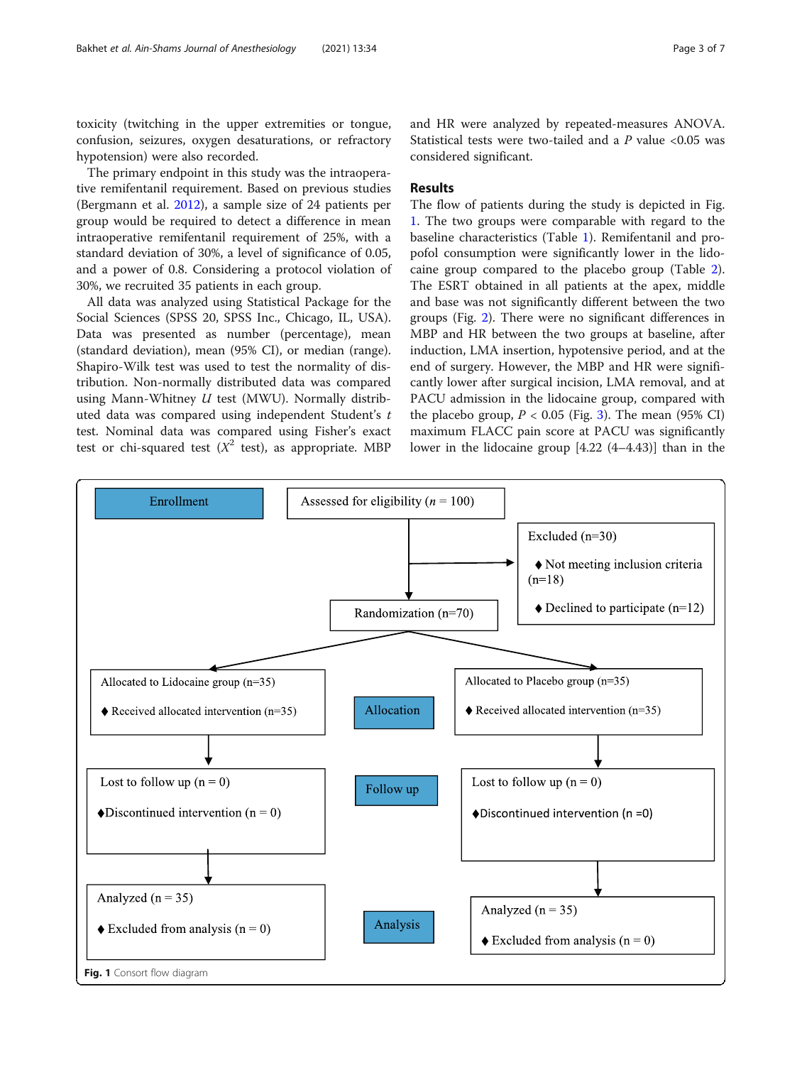toxicity (twitching in the upper extremities or tongue, confusion, seizures, oxygen desaturations, or refractory hypotension) were also recorded.

The primary endpoint in this study was the intraoperative remifentanil requirement. Based on previous studies (Bergmann et al. 2012), a sample size of 24 patients per group would be required to detect a difference in mean intraoperative remifentanil requirement of 25%, with a standard deviation of 30%, a level of significance of 0.05, and a power of 0.8. Considering a protocol violation of 30%, we recruited 35 patients in each group.

All data was analyzed using Statistical Package for the Social Sciences (SPSS 20, SPSS Inc., Chicago, IL, USA). Data was presented as number (percentage), mean (standard deviation), mean (95% CI), or median (range). Shapiro-Wilk test was used to test the normality of distribution. Non-normally distributed data was compared using Mann-Whitney *U* test (MWU). Normally distributed data was compared using independent Student's *t* test. Nominal data was compared using Fisher's exact test or chi-squared test ($X^2$ test), as appropriate. MBP and HR were analyzed by repeated-measures ANOVA. Statistical tests were two-tailed and a *P* value <0.05 was considered significant.

## Results

The flow of patients during the study is depicted in Fig. 1. The two groups were comparable with regard to the baseline characteristics (Table 1). Remifentanil and propofol consumption were significantly lower in the lidocaine group compared to the placebo group (Table 2). The ESRT obtained in all patients at the apex, middle and base was not significantly different between the two groups (Fig. 2). There were no significant differences in MBP and HR between the two groups at baseline, after induction, LMA insertion, hypotensive period, and at the end of surgery. However, the MBP and HR were significantly lower after surgical incision, LMA removal, and at PACU admission in the lidocaine group, compared with the placebo group, $P < 0.05$ (Fig. 3). The mean (95% CI) maximum FLACC pain score at PACU was significantly lower in the lidocaine group [4.22 (4–4.43)] than in the

**Enrollment**

Assessed for eligibility ($n = 100$)

Excluded (n=30)
- ♦ Not meeting inclusion criteria (n=18)
- ♦ Declined to participate (n=12)

Randomization (n=70)

**Allocation**

| Lidocaine group | Placebo group |
| --- | --- |
| Allocated to Lidocaine group (n=35) ♦ Received allocated intervention (n=35) | Allocated to Placebo group (n=35) ♦ Received allocated intervention (n=35) |

**Follow up**

| Lidocaine group | Placebo group |
| --- | --- |
| Lost to follow up (n = 0) ♦Discontinued intervention (n = 0) | Lost to follow up (n = 0) ♦Discontinued intervention (n =0) |

**Analysis**

| Lidocaine group | Placebo group |
| --- | --- |
| Analyzed (n = 35) ♦ Excluded from analysis (n = 0) | Analyzed (n = 35) ♦ Excluded from analysis (n = 0) |

**Fig. 1** Consort flow diagram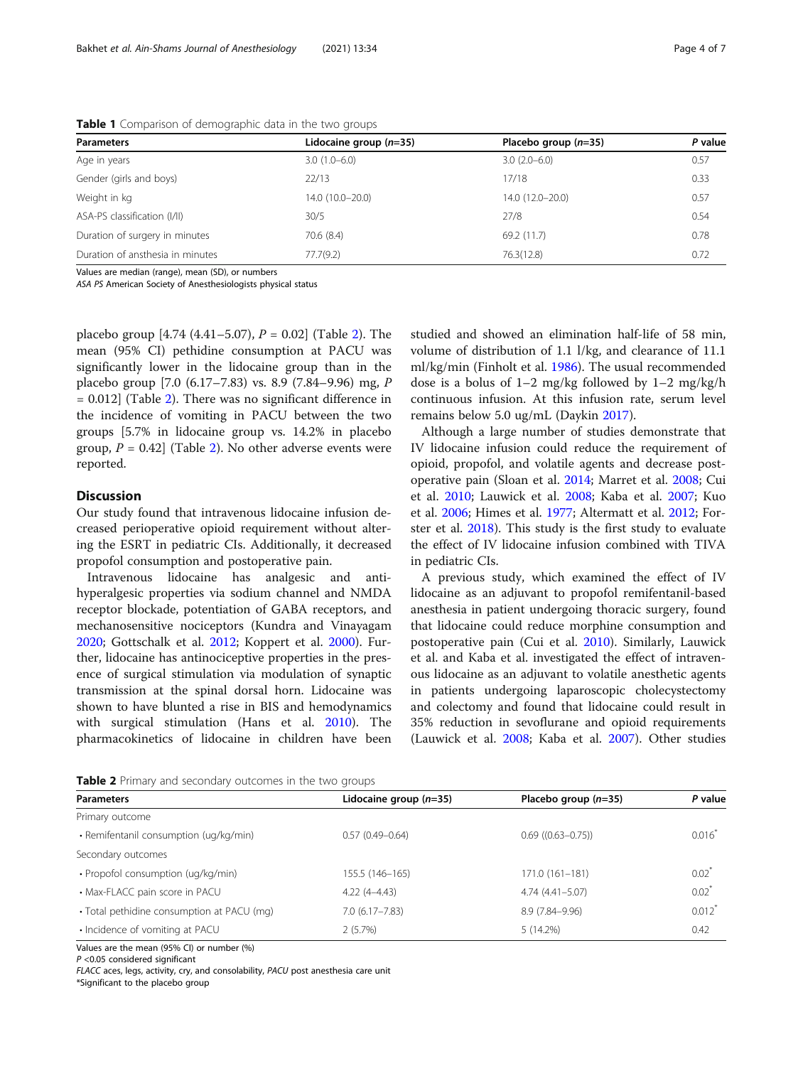**Table 1** Comparison of demographic data in the two groups

| Parameters | Lidocaine group (n=35) | Placebo group (n=35) | P value |
|---|---|---|---|
| Age in years | 3.0 (1.0–6.0) | 3.0 (2.0–6.0) | 0.57 |
| Gender (girls and boys) | 22/13 | 17/18 | 0.33 |
| Weight in kg | 14.0 (10.0–20.0) | 14.0 (12.0–20.0) | 0.57 |
| ASA-PS classification (I/II) | 30/5 | 27/8 | 0.54 |
| Duration of surgery in minutes | 70.6 (8.4) | 69.2 (11.7) | 0.78 |
| Duration of anesthesia in minutes | 77.7(9.2) | 76.3(12.8) | 0.72 |

Values are median (range), mean (SD), or numbers
*ASA PS* American Society of Anesthesiologists physical status

placebo group [4.74 (4.41–5.07), $P = 0.02$] (Table 2). The mean (95% CI) pethidine consumption at PACU was significantly lower in the lidocaine group than in the placebo group [7.0 (6.17–7.83) vs. 8.9 (7.84–9.96) mg, $P = 0.012$] (Table 2). There was no significant difference in the incidence of vomiting in PACU between the two groups [5.7% in lidocaine group vs. 14.2% in placebo group, $P = 0.42$] (Table 2). No other adverse events were reported.

## Discussion

Our study found that intravenous lidocaine infusion decreased perioperative opioid requirement without altering the ESRT in pediatric CIs. Additionally, it decreased propofol consumption and postoperative pain.

Intravenous lidocaine has analgesic and anti-hyperalgesic properties via sodium channel and NMDA receptor blockade, potentiation of GABA receptors, and mechanosensitive nociceptors (Kundra and Vinayagam 2020; Gottschalk et al. 2012; Koppert et al. 2000). Further, lidocaine has antinociceptive properties in the presence of surgical stimulation via modulation of synaptic transmission at the spinal dorsal horn. Lidocaine was shown to have blunted a rise in BIS and hemodynamics with surgical stimulation (Hans et al. 2010). The pharmacokinetics of lidocaine in children have been studied and showed an elimination half-life of 58 min, volume of distribution of 1.1 l/kg, and clearance of 11.1 ml/kg/min (Finholt et al. 1986). The usual recommended dose is a bolus of 1–2 mg/kg followed by 1–2 mg/kg/h continuous infusion. At this infusion rate, serum level remains below 5.0 ug/mL (Daykin 2017).

Although a large number of studies demonstrate that IV lidocaine infusion could reduce the requirement of opioid, propofol, and volatile agents and decrease postoperative pain (Sloan et al. 2014; Marret et al. 2008; Cui et al. 2010; Lauwick et al. 2008; Kaba et al. 2007; Kuo et al. 2006; Himes et al. 1977; Altermatt et al. 2012; Forster et al. 2018). This study is the first study to evaluate the effect of IV lidocaine infusion combined with TIVA in pediatric CIs.

A previous study, which examined the effect of IV lidocaine as an adjuvant to propofol remifentanil-based anesthesia in patient undergoing thoracic surgery, found that lidocaine could reduce morphine consumption and postoperative pain (Cui et al. 2010). Similarly, Lauwick et al. and Kaba et al. investigated the effect of intravenous lidocaine as an adjuvant to volatile anesthetic agents in patients undergoing laparoscopic cholecystectomy and colectomy and found that lidocaine could result in 35% reduction in sevoflurane and opioid requirements (Lauwick et al. 2008; Kaba et al. 2007). Other studies

**Table 2** Primary and secondary outcomes in the two groups

| Parameters | Lidocaine group (n=35) | Placebo group (n=35) | P value |
|---|---|---|---|
| Primary outcome | | | |
| • Remifentanil consumption (ug/kg/min) | 0.57 (0.49–0.64) | 0.69 ((0.63–0.75)) | 0.016* |
| Secondary outcomes | | | |
| • Propofol consumption (ug/kg/min) | 155.5 (146–165) | 171.0 (161–181) | 0.02* |
| • Max-FLACC pain score in PACU | 4.22 (4–4.43) | 4.74 (4.41–5.07) | 0.02* |
| • Total pethidine consumption at PACU (mg) | 7.0 (6.17–7.83) | 8.9 (7.84–9.96) | 0.012* |
| • Incidence of vomiting at PACU | 2 (5.7%) | 5 (14.2%) | 0.42 |

Values are the mean (95% CI) or number (%)
$P$ <0.05 considered significant
*FLACC* aces, legs, activity, cry, and consolability, *PACU* post anesthesia care unit
*Significant to the placebo group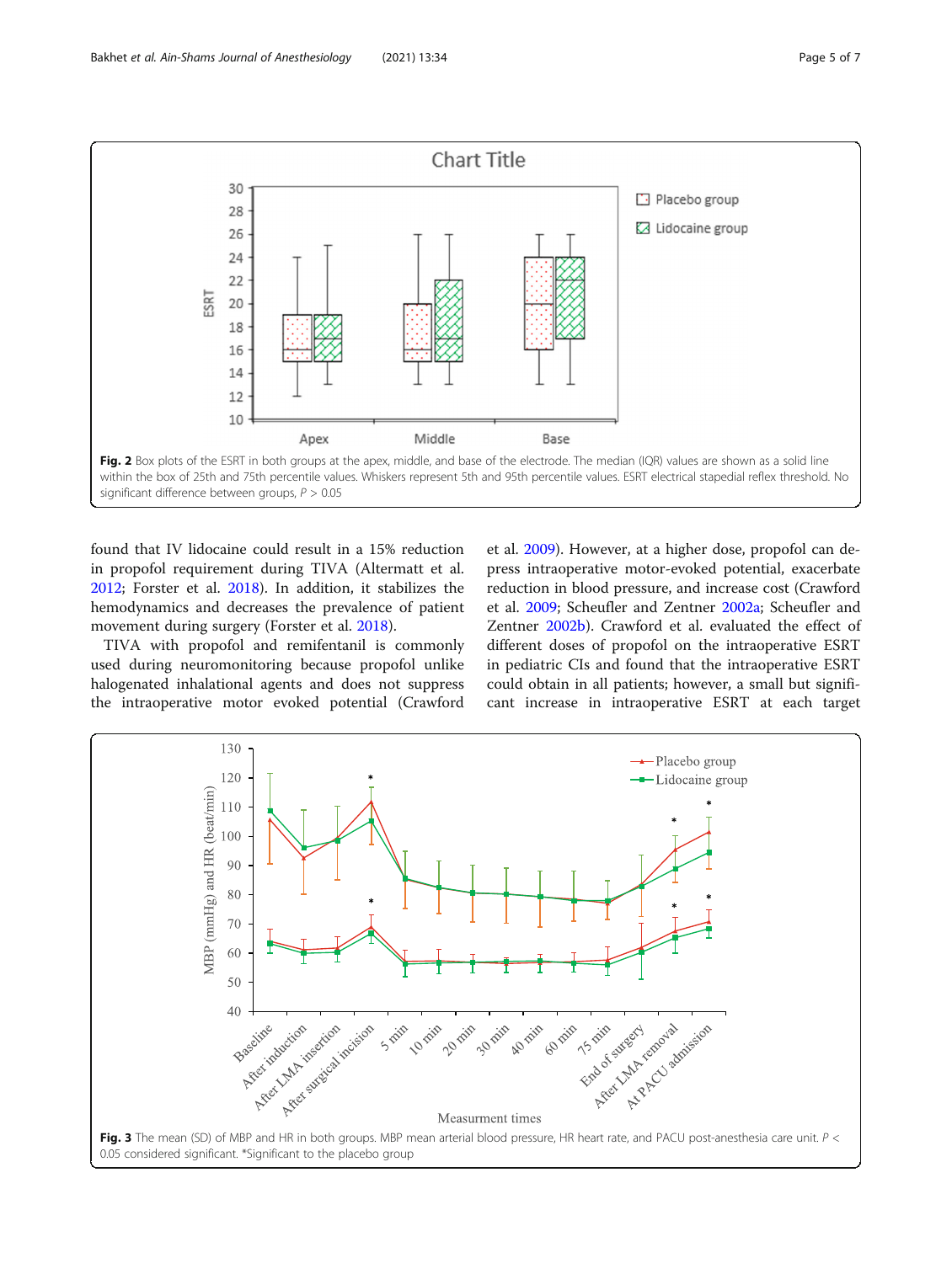Fig. 2 Box plots of the ESRT in both groups at the apex, middle, and base of the electrode. The median (IQR) values are shown as a solid line within the box of 25th and 75th percentile values. Whiskers represent 5th and 95th percentile values. ESRT electrical stapedial reflex threshold. No significant difference between groups, $P > 0.05$

found that IV lidocaine could result in a 15% reduction in propofol requirement during TIVA (Altermatt et al. 2012; Forster et al. 2018). In addition, it stabilizes the hemodynamics and decreases the prevalence of patient movement during surgery (Forster et al. 2018).

TIVA with propofol and remifentanil is commonly used during neuromonitoring because propofol unlike halogenated inhalational agents and does not suppress the intraoperative motor evoked potential (Crawford et al. 2009). However, at a higher dose, propofol can depress intraoperative motor-evoked potential, exacerbate reduction in blood pressure, and increase cost (Crawford et al. 2009; Scheufler and Zentner 2002a; Scheufler and Zentner 2002b). Crawford et al. evaluated the effect of different doses of propofol on the intraoperative ESRT in pediatric CIs and found that the intraoperative ESRT could obtain in all patients; however, a small but significant increase in intraoperative ESRT at each target

Fig. 3 The mean (SD) of MBP and HR in both groups. MBP mean arterial blood pressure, HR heart rate, and PACU post-anesthesia care unit. $P < 0.05$ considered significant. *Significant to the placebo group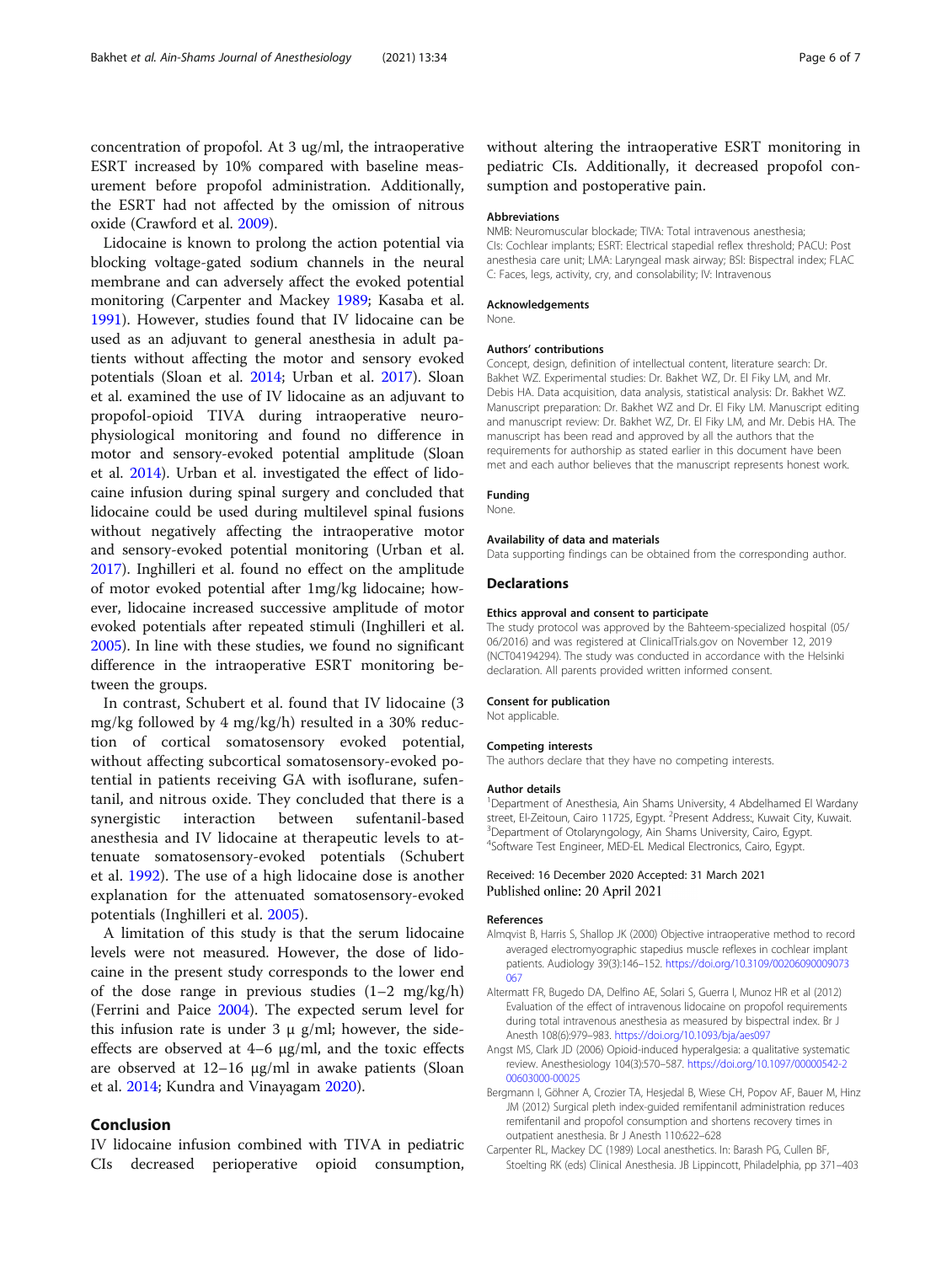concentration of propofol. At 3 ug/ml, the intraoperative ESRT increased by 10% compared with baseline measurement before propofol administration. Additionally, the ESRT had not affected by the omission of nitrous oxide (Crawford et al. 2009).

Lidocaine is known to prolong the action potential via blocking voltage-gated sodium channels in the neural membrane and can adversely affect the evoked potential monitoring (Carpenter and Mackey 1989; Kasaba et al. 1991). However, studies found that IV lidocaine can be used as an adjuvant to general anesthesia in adult patients without affecting the motor and sensory evoked potentials (Sloan et al. 2014; Urban et al. 2017). Sloan et al. examined the use of IV lidocaine as an adjuvant to propofol-opioid TIVA during intraoperative neurophysiological monitoring and found no difference in motor and sensory-evoked potential amplitude (Sloan et al. 2014). Urban et al. investigated the effect of lidocaine infusion during spinal surgery and concluded that lidocaine could be used during multilevel spinal fusions without negatively affecting the intraoperative motor and sensory-evoked potential monitoring (Urban et al. 2017). Inghilleri et al. found no effect on the amplitude of motor evoked potential after 1mg/kg lidocaine; however, lidocaine increased successive amplitude of motor evoked potentials after repeated stimuli (Inghilleri et al. 2005). In line with these studies, we found no significant difference in the intraoperative ESRT monitoring between the groups.

In contrast, Schubert et al. found that IV lidocaine (3 mg/kg followed by 4 mg/kg/h) resulted in a 30% reduction of cortical somatosensory evoked potential, without affecting subcortical somatosensory-evoked potential in patients receiving GA with isoflurane, sufentanil, and nitrous oxide. They concluded that there is a synergistic interaction between sufentanil-based anesthesia and IV lidocaine at therapeutic levels to attenuate somatosensory-evoked potentials (Schubert et al. 1992). The use of a high lidocaine dose is another explanation for the attenuated somatosensory-evoked potentials (Inghilleri et al. 2005).

A limitation of this study is that the serum lidocaine levels were not measured. However, the dose of lidocaine in the present study corresponds to the lower end of the dose range in previous studies (1–2 mg/kg/h) (Ferrini and Paice 2004). The expected serum level for this infusion rate is under 3 μ g/ml; however, the side-effects are observed at 4–6 μg/ml, and the toxic effects are observed at 12–16 μg/ml in awake patients (Sloan et al. 2014; Kundra and Vinayagam 2020).

## Conclusion

IV lidocaine infusion combined with TIVA in pediatric CIs decreased perioperative opioid consumption, without altering the intraoperative ESRT monitoring in pediatric CIs. Additionally, it decreased propofol consumption and postoperative pain.

### Abbreviations

NMB: Neuromuscular blockade; TIVA: Total intravenous anesthesia; CIs: Cochlear implants; ESRT: Electrical stapedial reflex threshold; PACU: Post anesthesia care unit; LMA: Laryngeal mask airway; BSI: Bispectral index; FLACC: Faces, legs, activity, cry, and consolability; IV: Intravenous

### Acknowledgements

None.

### Authors' contributions

Concept, design, definition of intellectual content, literature search: Dr. Bakhet WZ. Experimental studies: Dr. Bakhet WZ, Dr. El Fiky LM, and Mr. Debis HA. Data acquisition, data analysis, statistical analysis: Dr. Bakhet WZ. Manuscript preparation: Dr. Bakhet WZ and Dr. El Fiky LM. Manuscript editing and manuscript review: Dr. Bakhet WZ, Dr. El Fiky LM, and Mr. Debis HA. The manuscript has been read and approved by all the authors that the requirements for authorship as stated earlier in this document have been met and each author believes that the manuscript represents honest work.

### Funding

None.

### Availability of data and materials

Data supporting findings can be obtained from the corresponding author.

## Declarations

### Ethics approval and consent to participate

The study protocol was approved by the Bahteem-specialized hospital (05/06/2016) and was registered at ClinicalTrials.gov on November 12, 2019 (NCT04194294). The study was conducted in accordance with the Helsinki declaration. All parents provided written informed consent.

### Consent for publication

Not applicable.

### Competing interests

The authors declare that they have no competing interests.

### Author details

[1]Department of Anesthesia, Ain Shams University, 4 Abdelhamed El Wardany street, El-Zeitoun, Cairo 11725, Egypt. [2]Present Address:, Kuwait City, Kuwait. [3]Department of Otolaryngology, Ain Shams University, Cairo, Egypt. [4]Software Test Engineer, MED-EL Medical Electronics, Cairo, Egypt.

Received: 16 December 2020 Accepted: 31 March 2021
Published online: 20 April 2021

### References

Almqvist B, Harris S, Shallop JK (2000) Objective intraoperative method to record averaged electromyographic stapedius muscle reflexes in cochlear implant patients. Audiology 39(3):146–152. https://doi.org/10.3109/00206090009073067

Altermatt FR, Bugedo DA, Delfino AE, Solari S, Guerra I, Munoz HR et al (2012) Evaluation of the effect of intravenous lidocaine on propofol requirements during total intravenous anesthesia as measured by bispectral index. Br J Anesth 108(6):979–983. https://doi.org/10.1093/bja/aes097

Angst MS, Clark JD (2006) Opioid-induced hyperalgesia: a qualitative systematic review. Anesthesiology 104(3):570–587. https://doi.org/10.1097/00000542-200603000-00025

Bergmann I, Göhner A, Crozier TA, Hesjedal B, Wiese CH, Popov AF, Bauer M, Hinz JM (2012) Surgical pleth index-guided remifentanil administration reduces remifentanil and propofol consumption and shortens recovery times in outpatient anesthesia. Br J Anesth 110:622–628

Carpenter RL, Mackey DC (1989) Local anesthetics. In: Barash PG, Cullen BF, Stoelting RK (eds) Clinical Anesthesia. JB Lippincott, Philadelphia, pp 371–403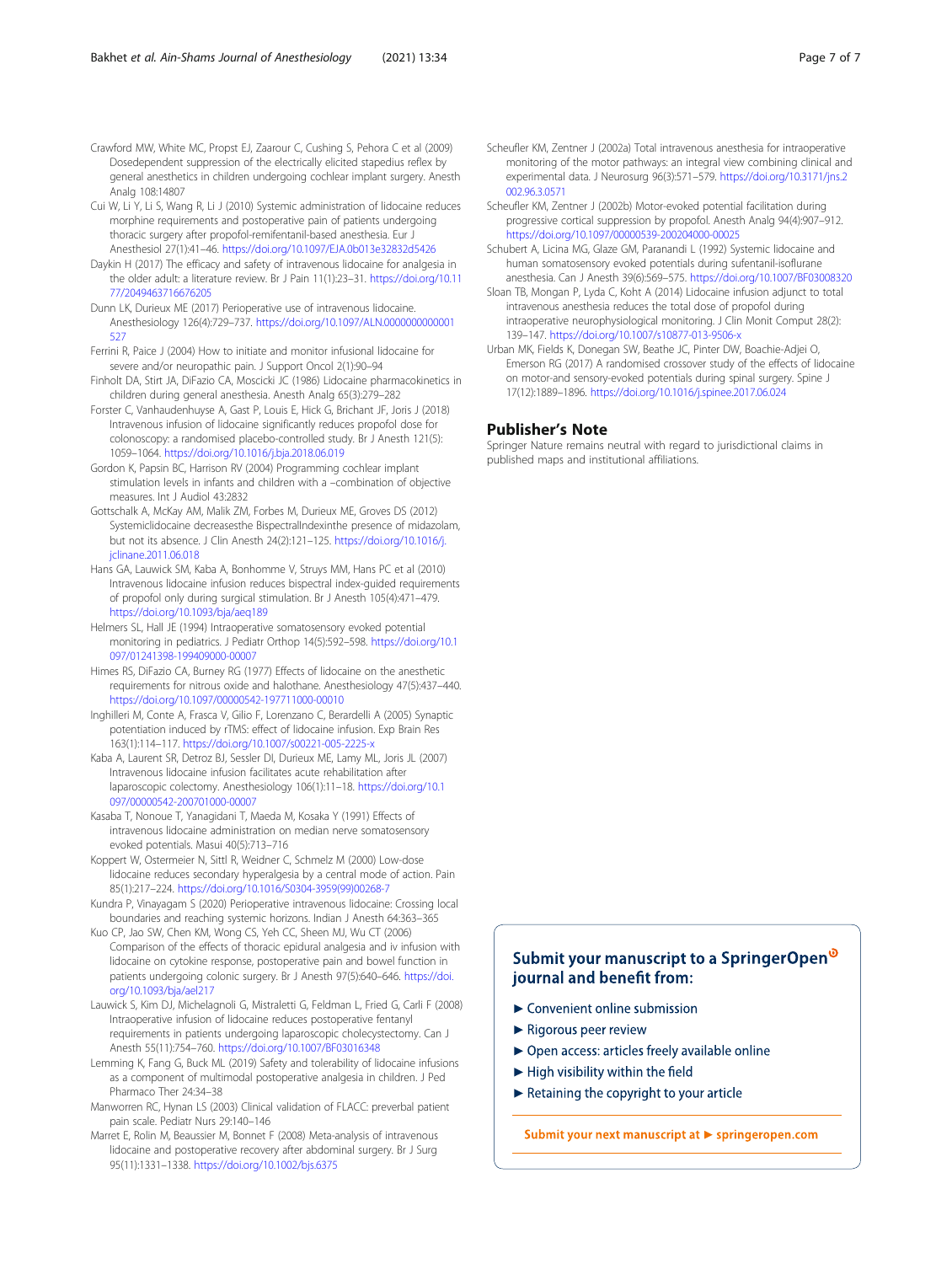Crawford MW, White MC, Propst EJ, Zaarour C, Cushing S, Pehora C et al (2009) Dosedependent suppression of the electrically elicited stapedius reflex by general anesthetics in children undergoing cochlear implant surgery. Anesth Analg 108:14807

Cui W, Li Y, Li S, Wang R, Li J (2010) Systemic administration of lidocaine reduces morphine requirements and postoperative pain of patients undergoing thoracic surgery after propofol-remifentanil-based anesthesia. Eur J Anesthesiol 27(1):41–46. https://doi.org/10.1097/EJA.0b013e32832d5426

Daykin H (2017) The efficacy and safety of intravenous lidocaine for analgesia in the older adult: a literature review. Br J Pain 11(1):23–31. https://doi.org/10.1177/2049463716676205

Dunn LK, Durieux ME (2017) Perioperative use of intravenous lidocaine. Anesthesiology 126(4):729–737. https://doi.org/10.1097/ALN.0000000000001527

Ferrini R, Paice J (2004) How to initiate and monitor infusional lidocaine for severe and/or neuropathic pain. J Support Oncol 2(1):90–94

Finholt DA, Stirt JA, DiFazio CA, Moscicki JC (1986) Lidocaine pharmacokinetics in children during general anesthesia. Anesth Analg 65(3):279–282

Forster C, Vanhaudenhuyse A, Gast P, Louis E, Hick G, Brichant JF, Joris J (2018) Intravenous infusion of lidocaine significantly reduces propofol dose for colonoscopy: a randomised placebo-controlled study. Br J Anesth 121(5): 1059–1064. https://doi.org/10.1016/j.bja.2018.06.019

Gordon K, Papsin BC, Harrison RV (2004) Programming cochlear implant stimulation levels in infants and children with a –combination of objective measures. Int J Audiol 43:2832

Gottschalk A, McKay AM, Malik ZM, Forbes M, Durieux ME, Groves DS (2012) Systemiclidocaine decreasesthe BispectralIndexinthe presence of midazolam, but not its absence. J Clin Anesth 24(2):121–125. https://doi.org/10.1016/j.jclinane.2011.06.018

Hans GA, Lauwick SM, Kaba A, Bonhomme V, Struys MM, Hans PC et al (2010) Intravenous lidocaine infusion reduces bispectral index-guided requirements of propofol only during surgical stimulation. Br J Anesth 105(4):471–479. https://doi.org/10.1093/bja/aeq189

Helmers SL, Hall JE (1994) Intraoperative somatosensory evoked potential monitoring in pediatrics. J Pediatr Orthop 14(5):592–598. https://doi.org/10.1097/01241398-199409000-00007

Himes RS, DiFazio CA, Burney RG (1977) Effects of lidocaine on the anesthetic requirements for nitrous oxide and halothane. Anesthesiology 47(5):437–440. https://doi.org/10.1097/00000542-197711000-00010

Inghilleri M, Conte A, Frasca V, Gilio F, Lorenzano C, Berardelli A (2005) Synaptic potentiation induced by rTMS: effect of lidocaine infusion. Exp Brain Res 163(1):114–117. https://doi.org/10.1007/s00221-005-2225-x

Kaba A, Laurent SR, Detroz BJ, Sessler DI, Durieux ME, Lamy ML, Joris JL (2007) Intravenous lidocaine infusion facilitates acute rehabilitation after laparoscopic colectomy. Anesthesiology 106(1):11–18. https://doi.org/10.1097/00000542-200701000-00007

Kasaba T, Nonoue T, Yanagidani T, Maeda M, Kosaka Y (1991) Effects of intravenous lidocaine administration on median nerve somatosensory evoked potentials. Masui 40(5):713–716

Koppert W, Ostermeier N, Sittl R, Weidner C, Schmelz M (2000) Low-dose lidocaine reduces secondary hyperalgesia by a central mode of action. Pain 85(1):217–224. https://doi.org/10.1016/S0304-3959(99)00268-7

Kundra P, Vinayagam S (2020) Perioperative intravenous lidocaine: Crossing local boundaries and reaching systemic horizons. Indian J Anesth 64:363–365

Kuo CP, Jao SW, Chen KM, Wong CS, Yeh CC, Sheen MJ, Wu CT (2006) Comparison of the effects of thoracic epidural analgesia and iv infusion with lidocaine on cytokine response, postoperative pain and bowel function in patients undergoing colonic surgery. Br J Anesth 97(5):640–646. https://doi.org/10.1093/bja/ael217

Lauwick S, Kim DJ, Michelagnoli G, Mistraletti G, Feldman L, Fried G, Carli F (2008) Intraoperative infusion of lidocaine reduces postoperative fentanyl requirements in patients undergoing laparoscopic cholecystectomy. Can J Anesth 55(11):754–760. https://doi.org/10.1007/BF03016348

Lemming K, Fang G, Buck ML (2019) Safety and tolerability of lidocaine infusions as a component of multimodal postoperative analgesia in children. J Ped Pharmaco Ther 24:34–38

Manworren RC, Hynan LS (2003) Clinical validation of FLACC: preverbal patient pain scale. Pediatr Nurs 29:140–146

Marret E, Rolin M, Beaussier M, Bonnet F (2008) Meta-analysis of intravenous lidocaine and postoperative recovery after abdominal surgery. Br J Surg 95(11):1331–1338. https://doi.org/10.1002/bjs.6375

Scheufler KM, Zentner J (2002a) Total intravenous anesthesia for intraoperative monitoring of the motor pathways: an integral view combining clinical and experimental data. J Neurosurg 96(3):571–579. https://doi.org/10.3171/jns.2002.96.3.0571

Scheufler KM, Zentner J (2002b) Motor-evoked potential facilitation during progressive cortical suppression by propofol. Anesth Analg 94(4):907–912. https://doi.org/10.1097/00000539-200204000-00025

Schubert A, Licina MG, Glaze GM, Paranandi L (1992) Systemic lidocaine and human somatosensory evoked potentials during sufentanil-isoflurane anesthesia. Can J Anesth 39(6):569–575. https://doi.org/10.1007/BF03008320

Sloan TB, Mongan P, Lyda C, Koht A (2014) Lidocaine infusion adjunct to total intravenous anesthesia reduces the total dose of propofol during intraoperative neurophysiological monitoring. J Clin Monit Comput 28(2): 139–147. https://doi.org/10.1007/s10877-013-9506-x

Urban MK, Fields K, Donegan SW, Beathe JC, Pinter DW, Boachie-Adjei O, Emerson RG (2017) A randomised crossover study of the effects of lidocaine on motor-and sensory-evoked potentials during spinal surgery. Spine J 17(12):1889–1896. https://doi.org/10.1016/j.spinee.2017.06.024

## Publisher's Note

Springer Nature remains neutral with regard to jurisdictional claims in published maps and institutional affiliations.